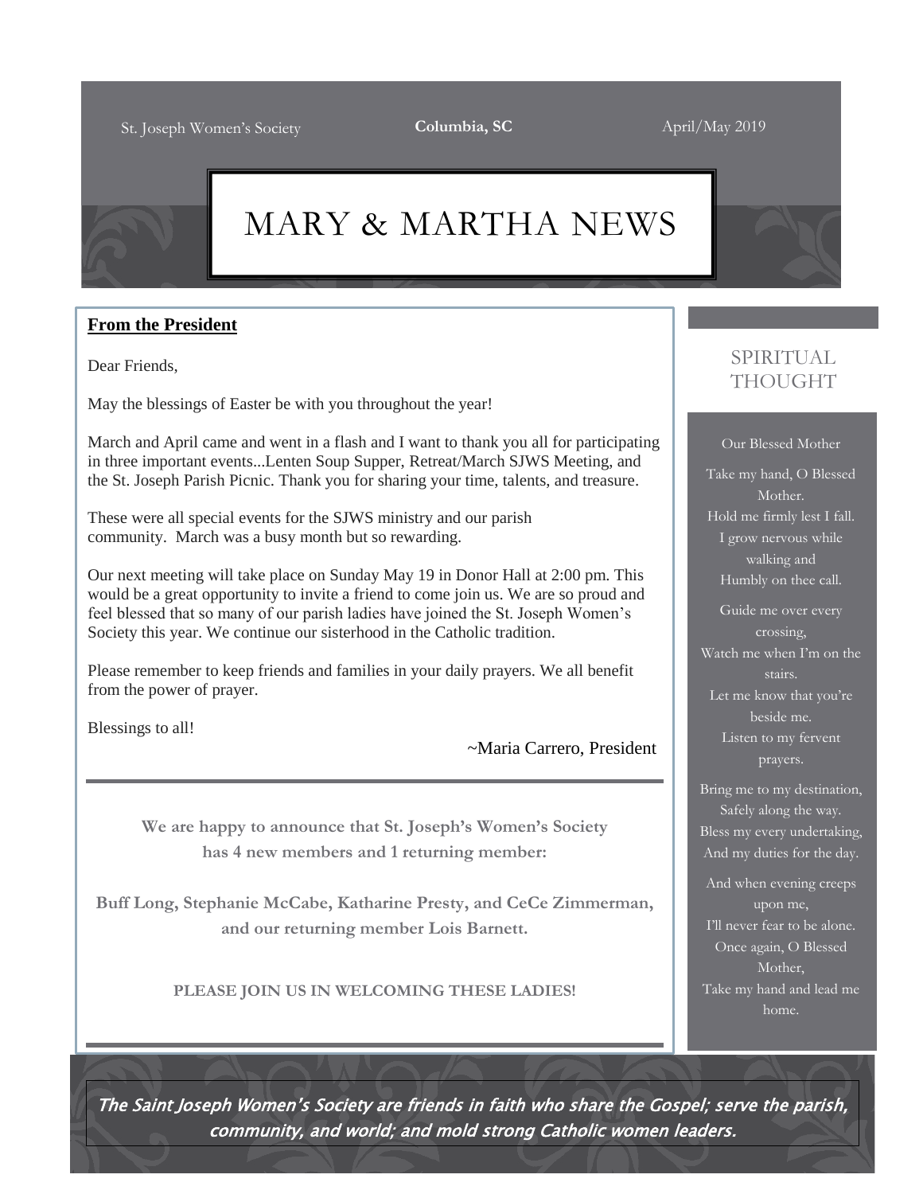St. Joseph Women's Society **Columbia, SC** April/May 2019

# MARY & MARTHA NEWS

## From the President

Dear Friends,

May the blessings of Easter be with you throughout the year!

March and April came and went in a flash and I want to thank you all for participating in three important events...Lenten Soup Supper, Retreat/March SJWS Meeting, and the St. Joseph Parish Picnic. Thank you for sharing your time, talents, and treasure.

These were all special events for the SJWS ministry and our parish community. March was a busy month but so rewarding.

Our next meeting will take place on Sunday May 19 in Donor Hall at 2:00 pm. This would be a great opportunity to invite a friend to come join us. We are so proud and feel blessed that so many of our parish ladies have joined the St. Joseph Women's Society this year. We continue our sisterhood in the Catholic tradition.

Please remember to keep friends and families in your daily prayers. We all benefit from the power of prayer.

Blessings to all!

~Maria Carrero, President

---

**We are happy to announce that St. Joseph's Women's Society has 4 new members and 1 returning member:**

**Buff Long, Stephanie McCabe, Katharine Presty, and CeCe Zimmerman, and our returning member Lois Barnett.**

**PLEASE JOIN US IN WELCOMING THESE LADIES!**

---

## SPIRITUAL THOUGHT

Our Blessed Mother

Take my hand, O Blessed Mother.
Hold me firmly lest I fall.
I grow nervous while walking and
Humbly on thee call.

Guide me over every crossing,
Watch me when I'm on the stairs.
Let me know that you're beside me.
Listen to my fervent prayers.

Bring me to my destination,
Safely along the way.
Bless my every undertaking,
And my duties for the day.

And when evening creeps upon me,
I'll never fear to be alone.
Once again, O Blessed Mother,
Take my hand and lead me home.

---

*The Saint Joseph Women's Society are friends in faith who share the Gospel; serve the parish, community, and world; and mold strong Catholic women leaders.*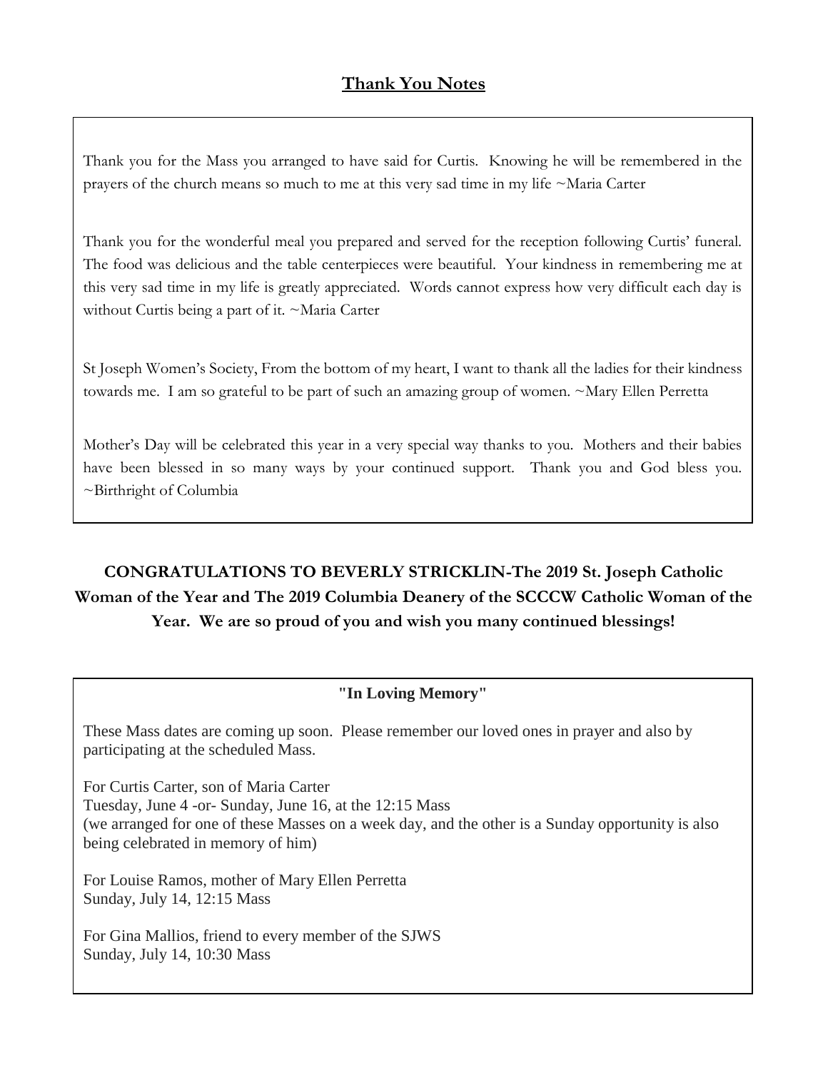## Thank You Notes

Thank you for the Mass you arranged to have said for Curtis. Knowing he will be remembered in the prayers of the church means so much to me at this very sad time in my life ~Maria Carter

Thank you for the wonderful meal you prepared and served for the reception following Curtis' funeral. The food was delicious and the table centerpieces were beautiful. Your kindness in remembering me at this very sad time in my life is greatly appreciated. Words cannot express how very difficult each day is without Curtis being a part of it. ~Maria Carter

St Joseph Women's Society, From the bottom of my heart, I want to thank all the ladies for their kindness towards me. I am so grateful to be part of such an amazing group of women. ~Mary Ellen Perretta

Mother's Day will be celebrated this year in a very special way thanks to you. Mothers and their babies have been blessed in so many ways by your continued support. Thank you and God bless you. ~Birthright of Columbia

**CONGRATULATIONS TO BEVERLY STRICKLIN-The 2019 St. Joseph Catholic Woman of the Year and The 2019 Columbia Deanery of the SCCCW Catholic Woman of the Year. We are so proud of you and wish you many continued blessings!**

**"In Loving Memory"**

These Mass dates are coming up soon. Please remember our loved ones in prayer and also by participating at the scheduled Mass.

For Curtis Carter, son of Maria Carter
Tuesday, June 4 -or- Sunday, June 16, at the 12:15 Mass
(we arranged for one of these Masses on a week day, and the other is a Sunday opportunity is also being celebrated in memory of him)

For Louise Ramos, mother of Mary Ellen Perretta
Sunday, July 14, 12:15 Mass

For Gina Mallios, friend to every member of the SJWS
Sunday, July 14, 10:30 Mass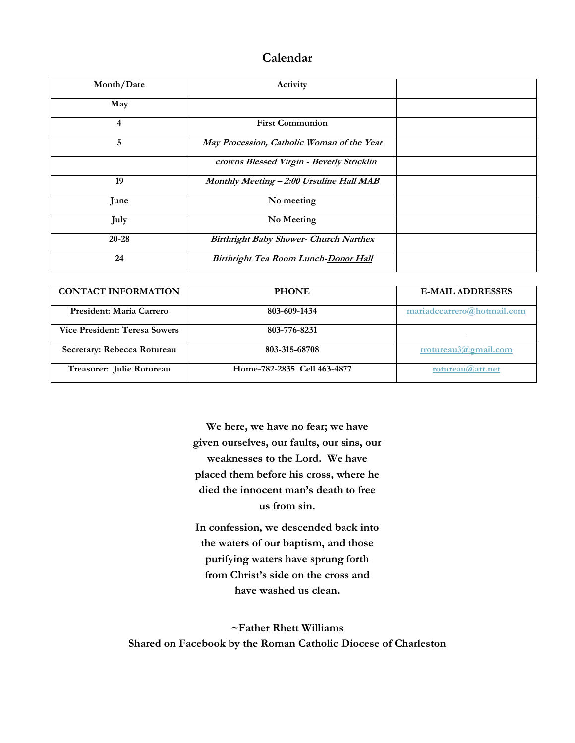## Calendar

| Month/Date | Activity | |
|---|---|---|
| **May** | | |
| **4** | **First Communion** | |
| **5** | ***May Procession, Catholic Woman of the Year*** | |
| | ***crowns Blessed Virgin - Beverly Stricklin*** | |
| **19** | ***Monthly Meeting – 2:00 Ursuline Hall MAB*** | |
| **June** | **No meeting** | |
| **July** | **No Meeting** | |
| **20-28** | ***Birthright Baby Shower- Church Narthex*** | |
| **24** | ***Birthright Tea Room Lunch-Donor Hall*** | |

| CONTACT INFORMATION | PHONE | E-MAIL ADDRESSES |
|---|---|---|
| **President: Maria Carrero** | **803-609-1434** | mariadccarrero@hotmail.com |
| **Vice President: Teresa Sowers** | **803-776-8231** | |
| **Secretary: Rebecca Rotureau** | **803-315-68708** | rrotureau3@gmail.com |
| **Treasurer: Julie Rotureau** | **Home-782-2835 Cell 463-4877** | rotureau@att.net |

**We here, we have no fear; we have given ourselves, our faults, our sins, our weaknesses to the Lord. We have placed them before his cross, where he died the innocent man's death to free us from sin.**

**In confession, we descended back into the waters of our baptism, and those purifying waters have sprung forth from Christ's side on the cross and have washed us clean.**

**~Father Rhett Williams**
**Shared on Facebook by the Roman Catholic Diocese of Charleston**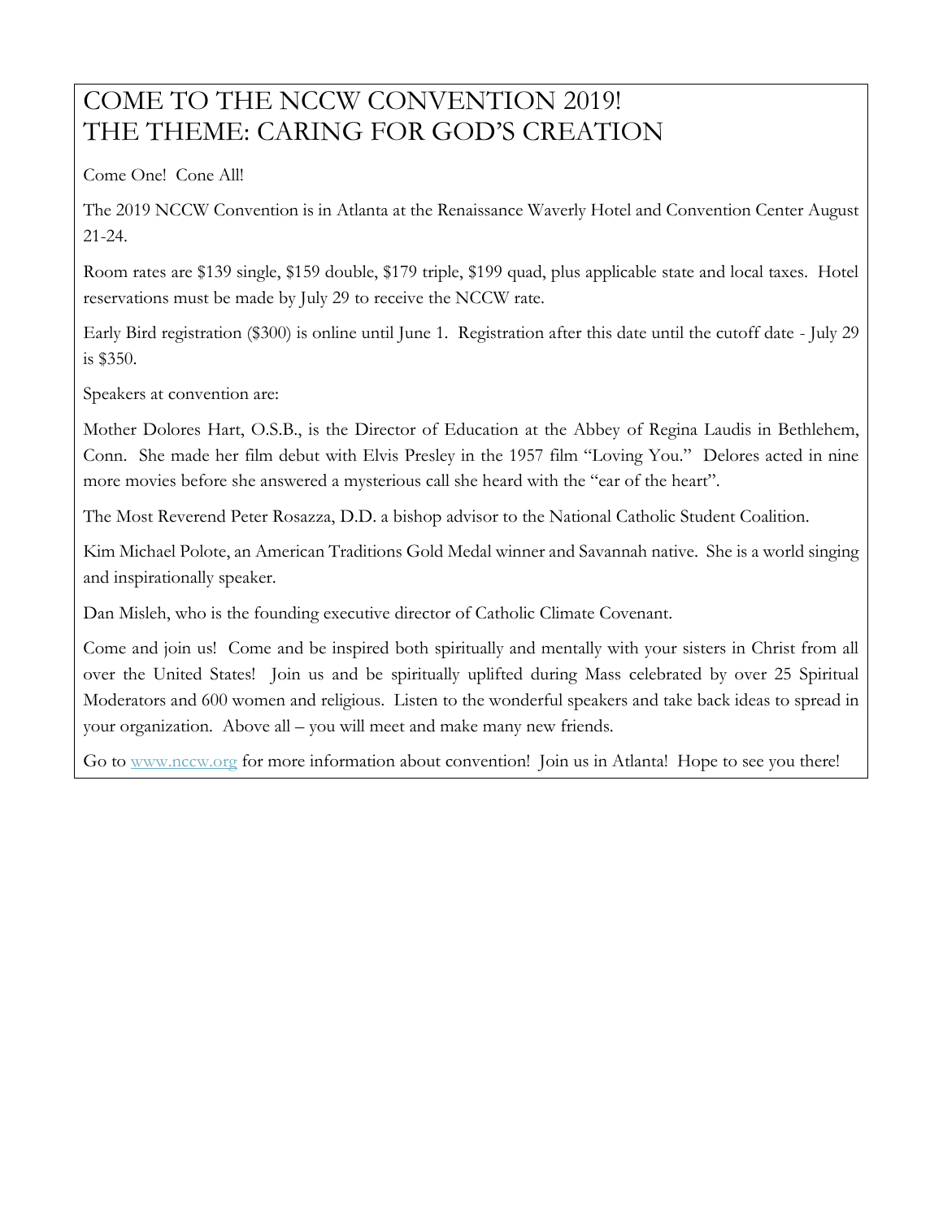# COME TO THE NCCW CONVENTION 2019!
# THE THEME: CARING FOR GOD'S CREATION

Come One! Cone All!

The 2019 NCCW Convention is in Atlanta at the Renaissance Waverly Hotel and Convention Center August 21-24.

Room rates are $139 single, $159 double, $179 triple, $199 quad, plus applicable state and local taxes. Hotel reservations must be made by July 29 to receive the NCCW rate.

Early Bird registration ($300) is online until June 1. Registration after this date until the cutoff date - July 29 is $350.

Speakers at convention are:

Mother Dolores Hart, O.S.B., is the Director of Education at the Abbey of Regina Laudis in Bethlehem, Conn. She made her film debut with Elvis Presley in the 1957 film "Loving You." Delores acted in nine more movies before she answered a mysterious call she heard with the "ear of the heart".

The Most Reverend Peter Rosazza, D.D. a bishop advisor to the National Catholic Student Coalition.

Kim Michael Polote, an American Traditions Gold Medal winner and Savannah native. She is a world singing and inspirationally speaker.

Dan Misleh, who is the founding executive director of Catholic Climate Covenant.

Come and join us! Come and be inspired both spiritually and mentally with your sisters in Christ from all over the United States! Join us and be spiritually uplifted during Mass celebrated by over 25 Spiritual Moderators and 600 women and religious. Listen to the wonderful speakers and take back ideas to spread in your organization. Above all – you will meet and make many new friends.

Go to [www.nccw.org](http://www.nccw.org) for more information about convention! Join us in Atlanta! Hope to see you there!